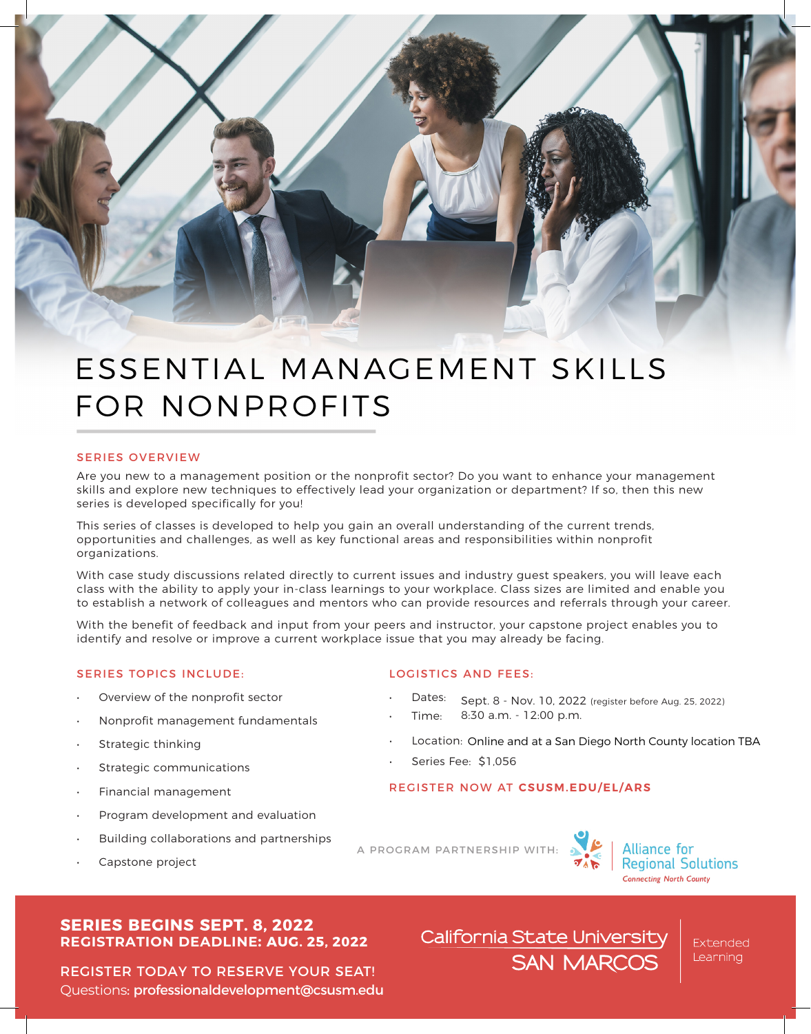# ESSENTIAL MANAGEMENT SKILLS FOR NONPROFITS

## SERIES OVERVIEW

Are you new to a management position or the nonprofit sector? Do you want to enhance your management skills and explore new techniques to effectively lead your organization or department? If so, then this new series is developed specifically for you!

This series of classes is developed to help you gain an overall understanding of the current trends, opportunities and challenges, as well as key functional areas and responsibilities within nonprofit organizations.

With case study discussions related directly to current issues and industry guest speakers, you will leave each class with the ability to apply your in-class learnings to your workplace. Class sizes are limited and enable you to establish a network of colleagues and mentors who can provide resources and referrals through your career.

With the benefit of feedback and input from your peers and instructor, your capstone project enables you to identify and resolve or improve a current workplace issue that you may already be facing.

## SERIES TOPICS INCLUDE:

- Overview of the nonprofit sector
- Nonprofit management fundamentals
- Strategic thinking
- Strategic communications
- Financial management
- Program development and evaluation
- Building collaborations and partnerships
- Capstone project

## LOGISTICS AND FEES:

- Dates: Sept. 8 - Nov. 10, 2022 (register before Aug. 25, 2022)
- Time: 8:30 a.m. - 12:00 p.m.
- Location: Online and at a San Diego North County location TBA
- Series Fee: $1,056

REGISTER NOW AT **CSUSM.EDU/EL/ARS**

A PROGRAM PARTNERSHIP WITH: Alliance for Regional Solutions *Connecting North County*

**SERIES BEGINS SEPT. 8, 2022**
**REGISTRATION DEADLINE: AUG. 25, 2022**

REGISTER TODAY TO RESERVE YOUR SEAT!
Questions: **professionaldevelopment@csusm.edu**

California State University SAN MARCOS | Extended Learning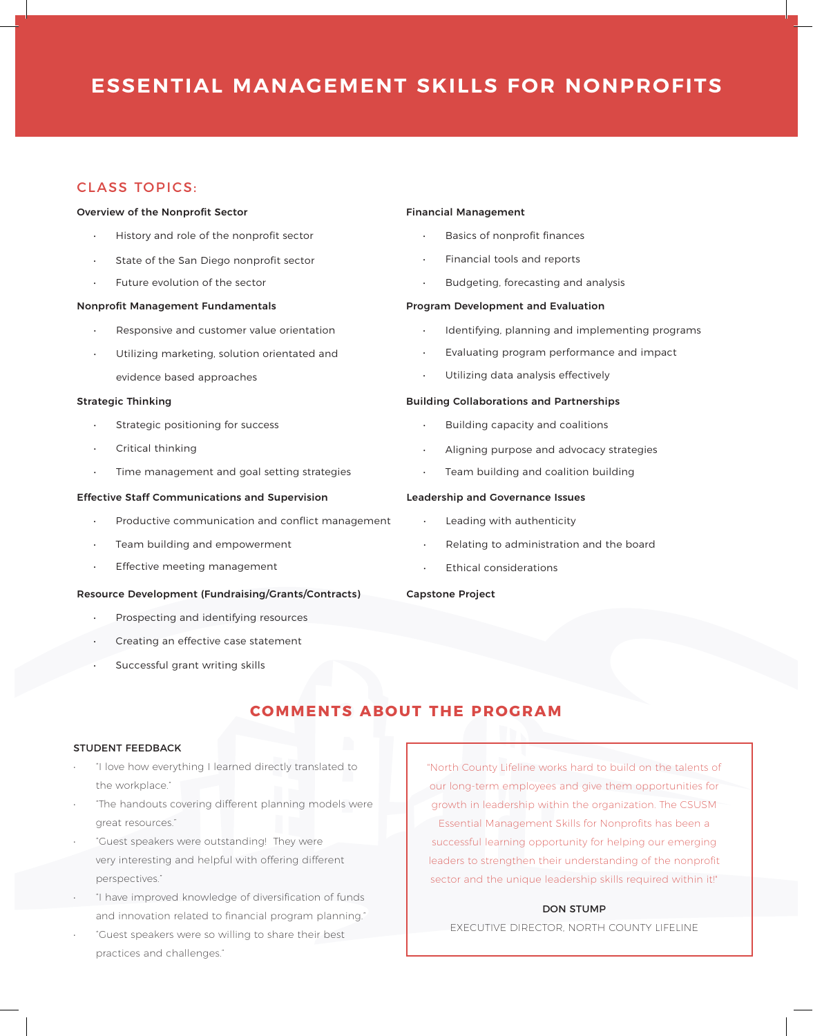# ESSENTIAL MANAGEMENT SKILLS FOR NONPROFITS

## CLASS TOPICS:

**Overview of the Nonprofit Sector**

- History and role of the nonprofit sector
- State of the San Diego nonprofit sector
- Future evolution of the sector

**Nonprofit Management Fundamentals**

- Responsive and customer value orientation
- Utilizing marketing, solution orientated and evidence based approaches

**Strategic Thinking**

- Strategic positioning for success
- Critical thinking
- Time management and goal setting strategies

**Effective Staff Communications and Supervision**

- Productive communication and conflict management
- Team building and empowerment
- Effective meeting management

**Resource Development (Fundraising/Grants/Contracts)**

- Prospecting and identifying resources
- Creating an effective case statement
- Successful grant writing skills

**Financial Management**

- Basics of nonprofit finances
- Financial tools and reports
- Budgeting, forecasting and analysis

**Program Development and Evaluation**

- Identifying, planning and implementing programs
- Evaluating program performance and impact
- Utilizing data analysis effectively

**Building Collaborations and Partnerships**

- Building capacity and coalitions
- Aligning purpose and advocacy strategies
- Team building and coalition building

**Leadership and Governance Issues**

- Leading with authenticity
- Relating to administration and the board
- Ethical considerations

**Capstone Project**

## COMMENTS ABOUT THE PROGRAM

### STUDENT FEEDBACK

- "I love how everything I learned directly translated to the workplace."
- "The handouts covering different planning models were great resources."
- "Guest speakers were outstanding! They were very interesting and helpful with offering different perspectives."
- "I have improved knowledge of diversification of funds and innovation related to financial program planning."
- "Guest speakers were so willing to share their best practices and challenges."

"North County Lifeline works hard to build on the talents of our long-term employees and give them opportunities for growth in leadership within the organization. The CSUSM Essential Management Skills for Nonprofits has been a successful learning opportunity for helping our emerging leaders to strengthen their understanding of the nonprofit sector and the unique leadership skills required within it!"

DON STUMP

EXECUTIVE DIRECTOR, NORTH COUNTY LIFELINE